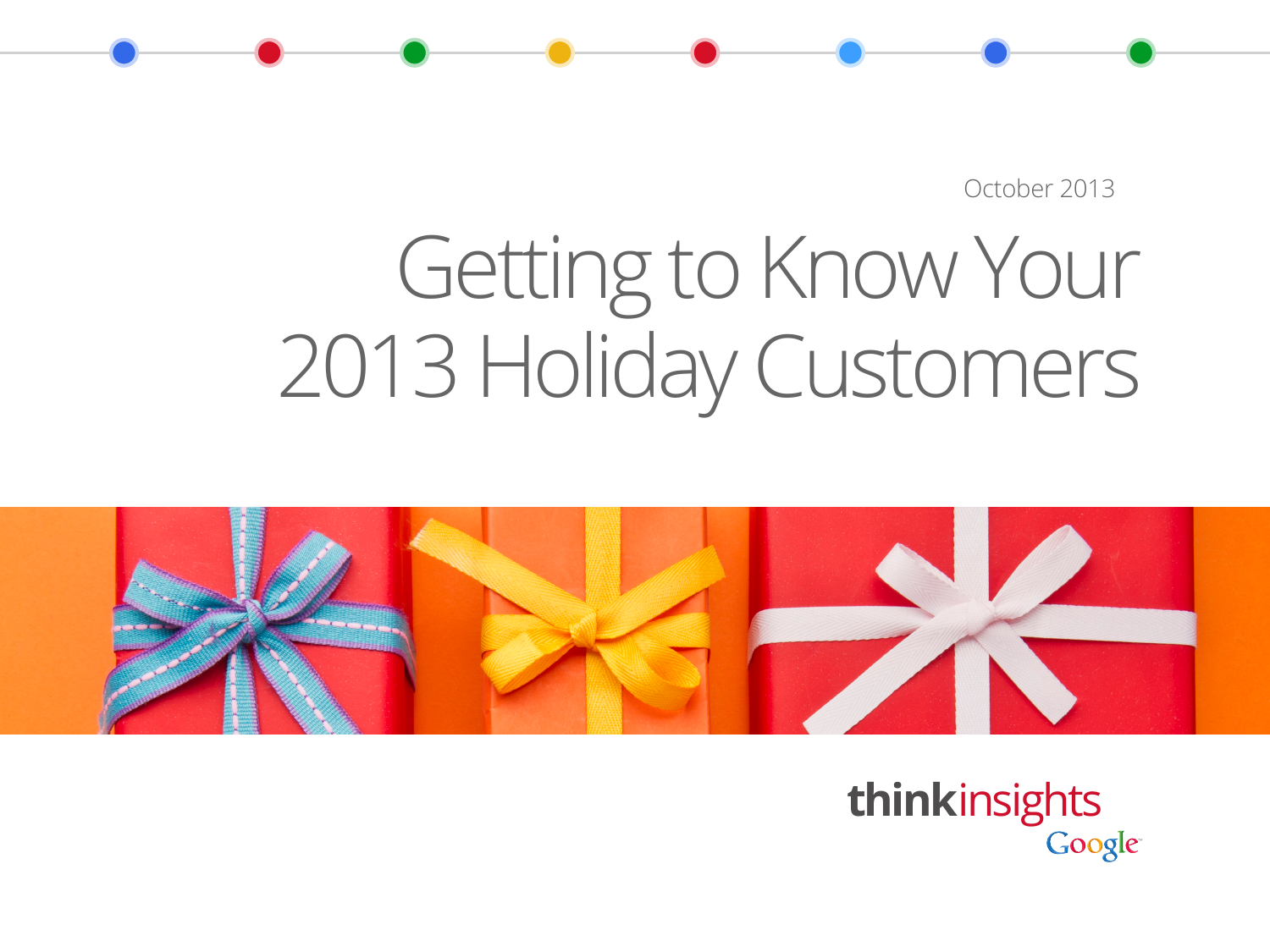October 2013

# Getting to Know Your 2013 Holiday Customers

thinkinsights
Google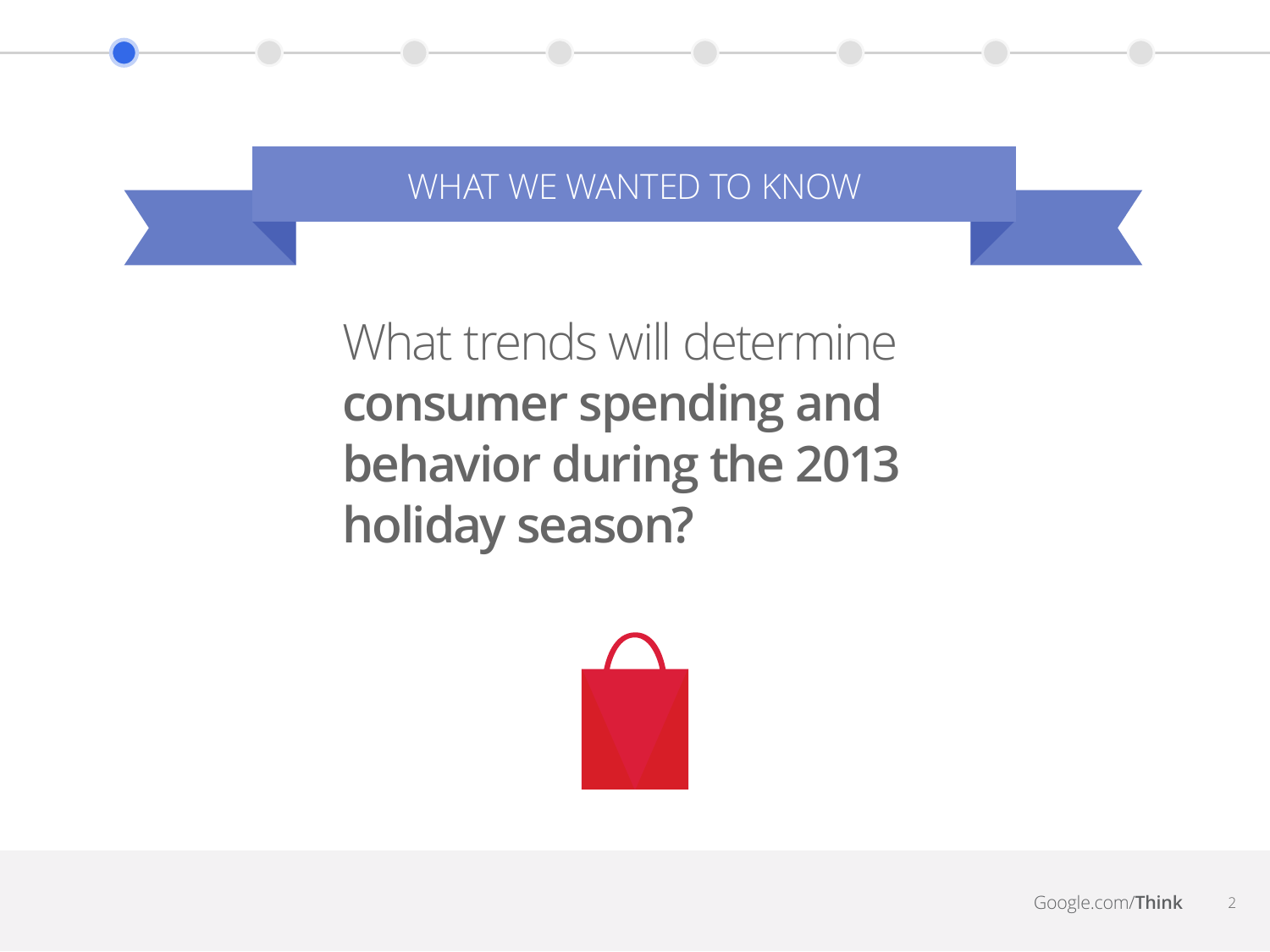## WHAT WE WANTED TO KNOW

What trends will determine **consumer spending and behavior during the 2013 holiday season?**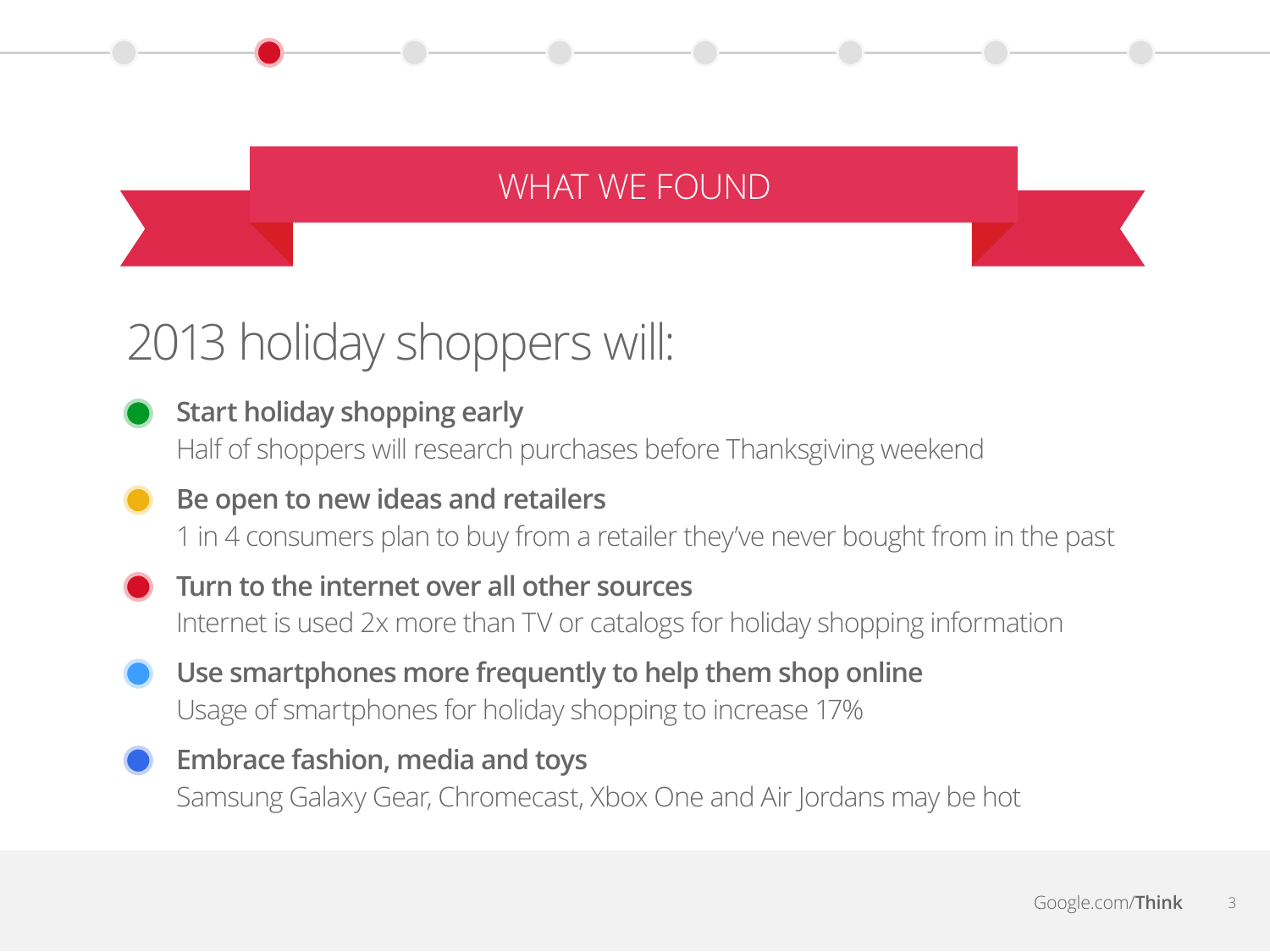# WHAT WE FOUND

## 2013 holiday shoppers will:

- **Start holiday shopping early**
  Half of shoppers will research purchases before Thanksgiving weekend
- **Be open to new ideas and retailers**
  1 in 4 consumers plan to buy from a retailer they've never bought from in the past
- **Turn to the internet over all other sources**
  Internet is used 2x more than TV or catalogs for holiday shopping information
- **Use smartphones more frequently to help them shop online**
  Usage of smartphones for holiday shopping to increase 17%
- **Embrace fashion, media and toys**
  Samsung Galaxy Gear, Chromecast, Xbox One and Air Jordans may be hot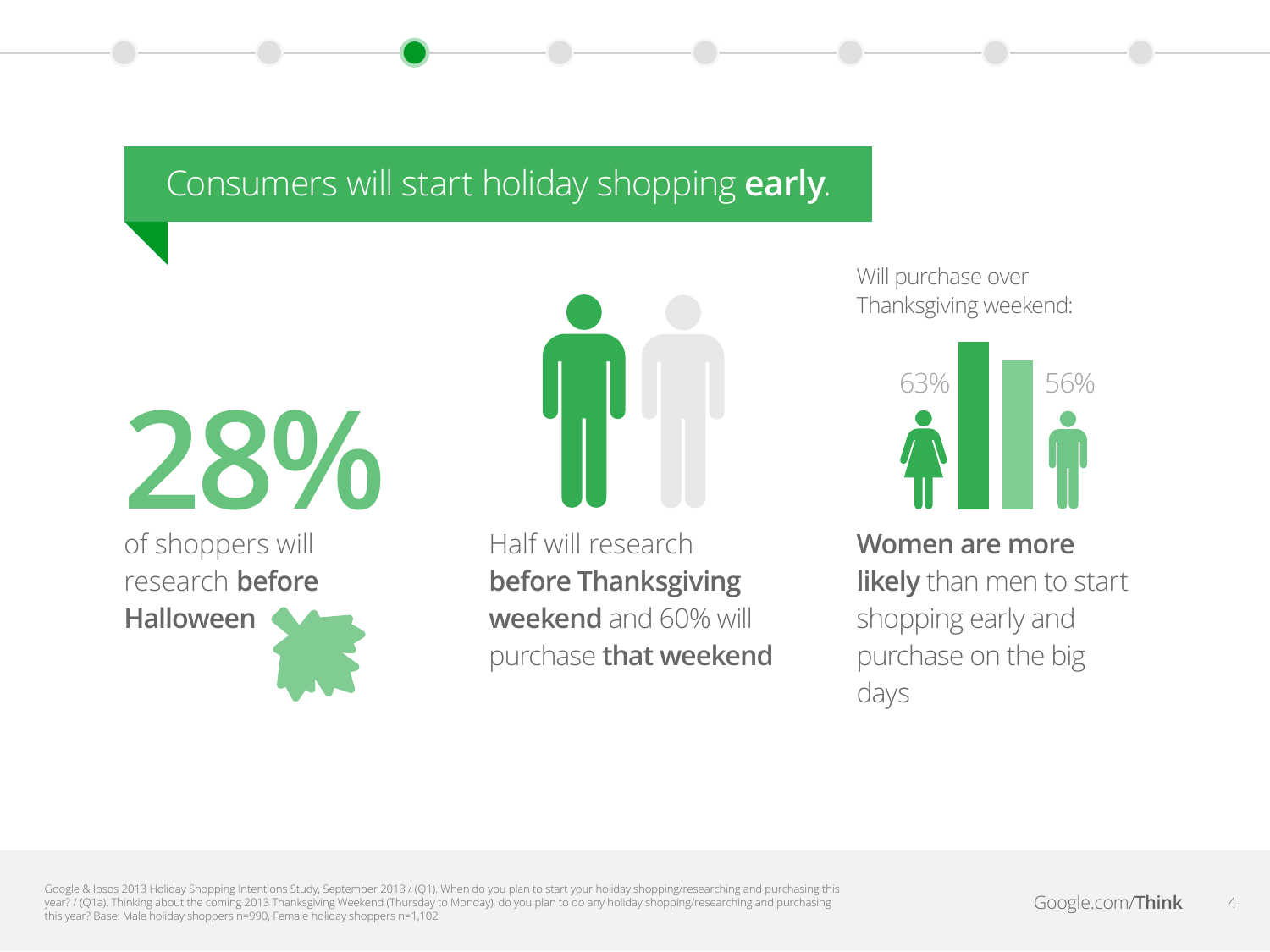# Consumers will start holiday shopping **early**.

**28%**

of shoppers will research **before Halloween**

Half will research **before Thanksgiving weekend** and 60% will purchase **that weekend**

Will purchase over Thanksgiving weekend:

63% 56%

**Women are more likely** than men to start shopping early and purchase on the big days

Google & Ipsos 2013 Holiday Shopping Intentions Study, September 2013 / (Q1). When do you plan to start your holiday shopping/researching and purchasing this year? / (Q1a). Thinking about the coming 2013 Thanksgiving Weekend (Thursday to Monday), do you plan to do any holiday shopping/researching and purchasing this year? Base: Male holiday shoppers n=990, Female holiday shoppers n=1,102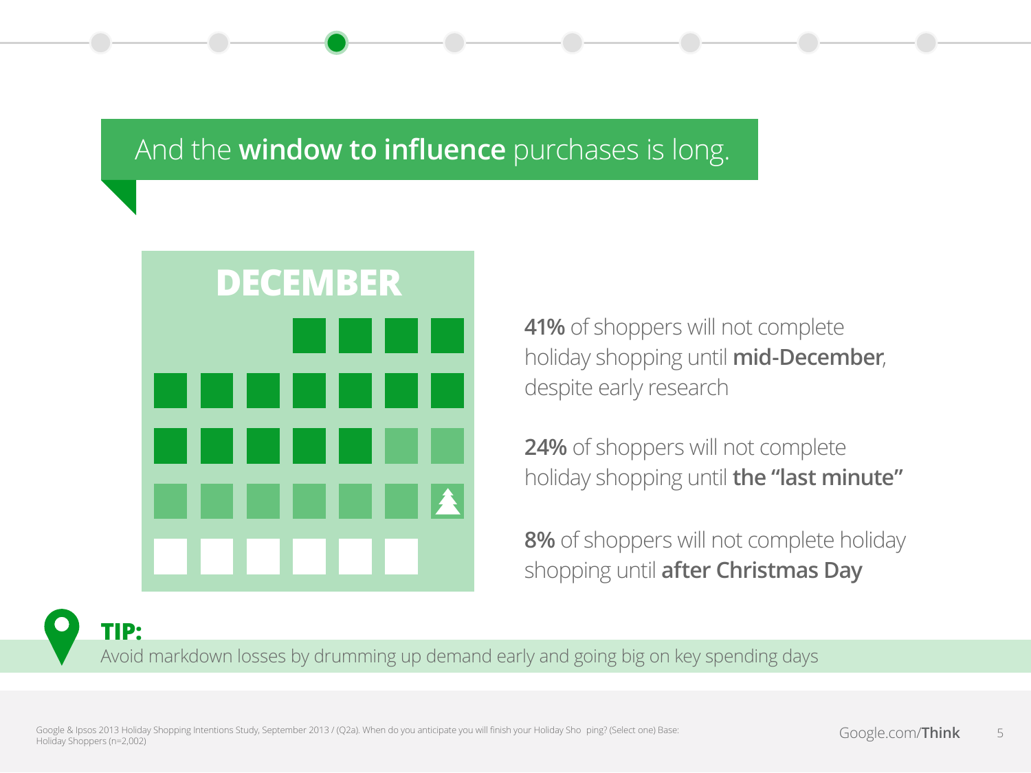## And the **window to influence** purchases is long.

DECEMBER

**41%** of shoppers will not complete holiday shopping until **mid-December**, despite early research

**24%** of shoppers will not complete holiday shopping until **the "last minute"**

**8%** of shoppers will not complete holiday shopping until **after Christmas Day**

**TIP:**
Avoid markdown losses by drumming up demand early and going big on key spending days

Google & Ipsos 2013 Holiday Shopping Intentions Study, September 2013 / (Q2a). When do you anticipate you will finish your Holiday Sho ping? (Select one) Base: Holiday Shoppers (n=2,002)

Google.com/**Think**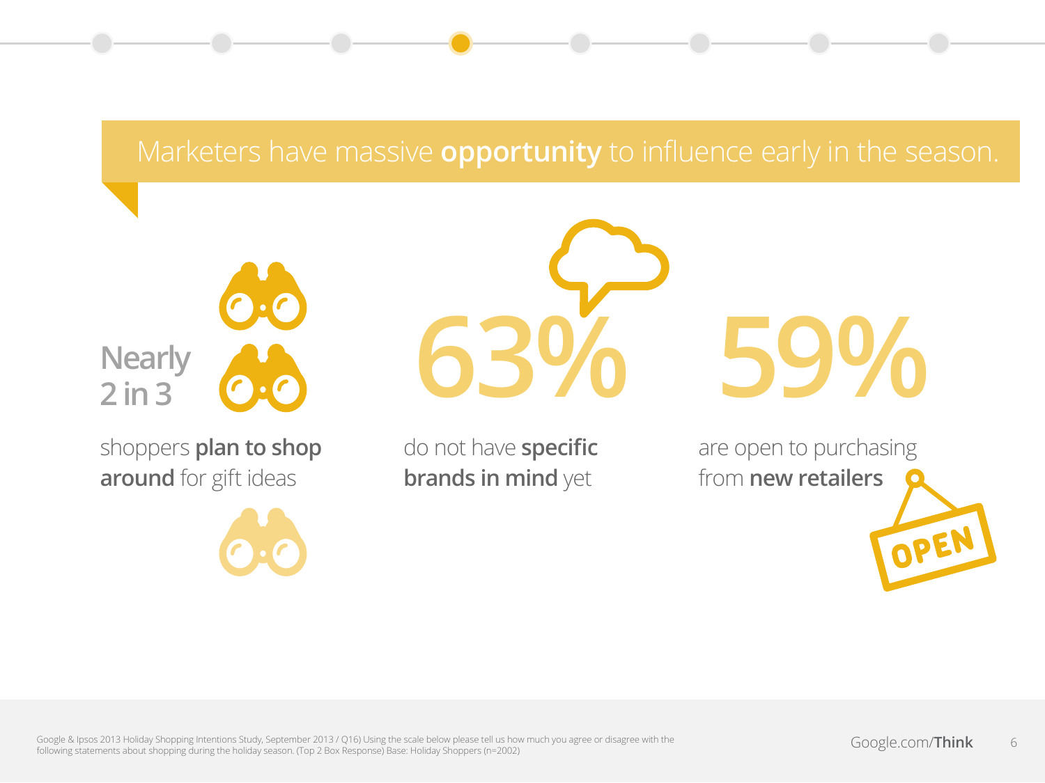# Marketers have massive **opportunity** to influence early in the season.

**Nearly 2 in 3**

shoppers **plan to shop around** for gift ideas

**63%**

do not have **specific brands in mind** yet

**59%**

are open to purchasing from **new retailers**

Google & Ipsos 2013 Holiday Shopping Intentions Study, September 2013 / Q16) Using the scale below please tell us how much you agree or disagree with the following statements about shopping during the holiday season. (Top 2 Box Response) Base: Holiday Shoppers (n=2002)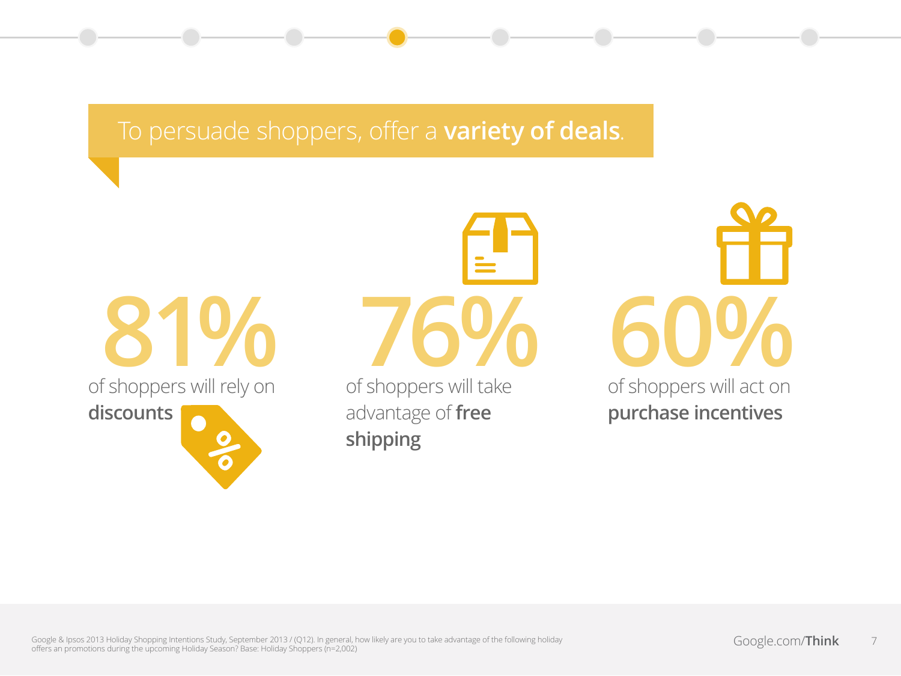# To persuade shoppers, offer a **variety of deals**.

**81%**

of shoppers will rely on **discounts**

**76%**

of shoppers will take advantage of **free shipping**

**60%**

of shoppers will act on **purchase incentives**

Google & Ipsos 2013 Holiday Shopping Intentions Study, September 2013 / (Q12). In general, how likely are you to take advantage of the following holiday offers an promotions during the upcoming Holiday Season? Base: Holiday Shoppers (n=2,002)

Google.com/**Think**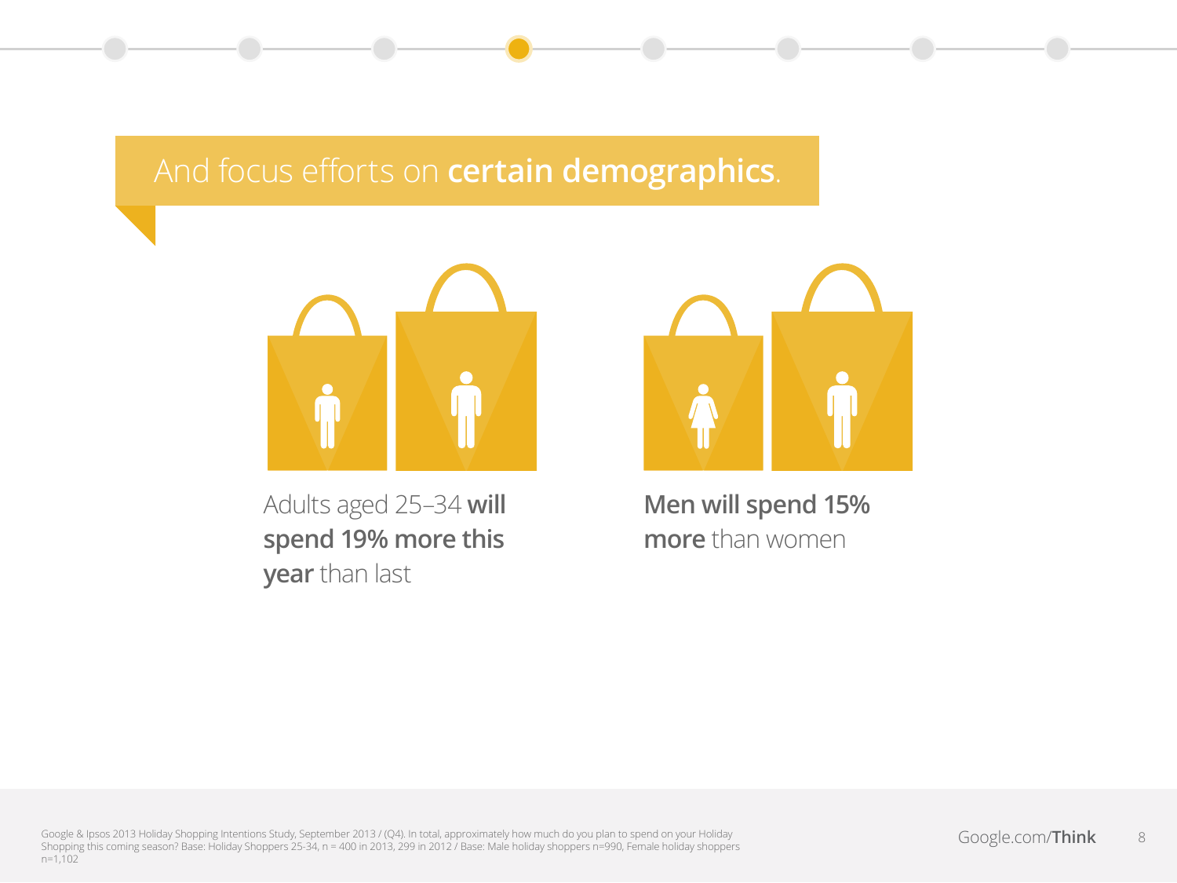## And focus efforts on **certain demographics**.

Adults aged 25–34 **will spend 19% more this year** than last

**Men will spend 15% more** than women

Google & Ipsos 2013 Holiday Shopping Intentions Study, September 2013 / (Q4). In total, approximately how much do you plan to spend on your Holiday Shopping this coming season? Base: Holiday Shoppers 25-34, n = 400 in 2013, 299 in 2012 / Base: Male holiday shoppers n=990, Female holiday shoppers n=1,102

Google.com/**Think**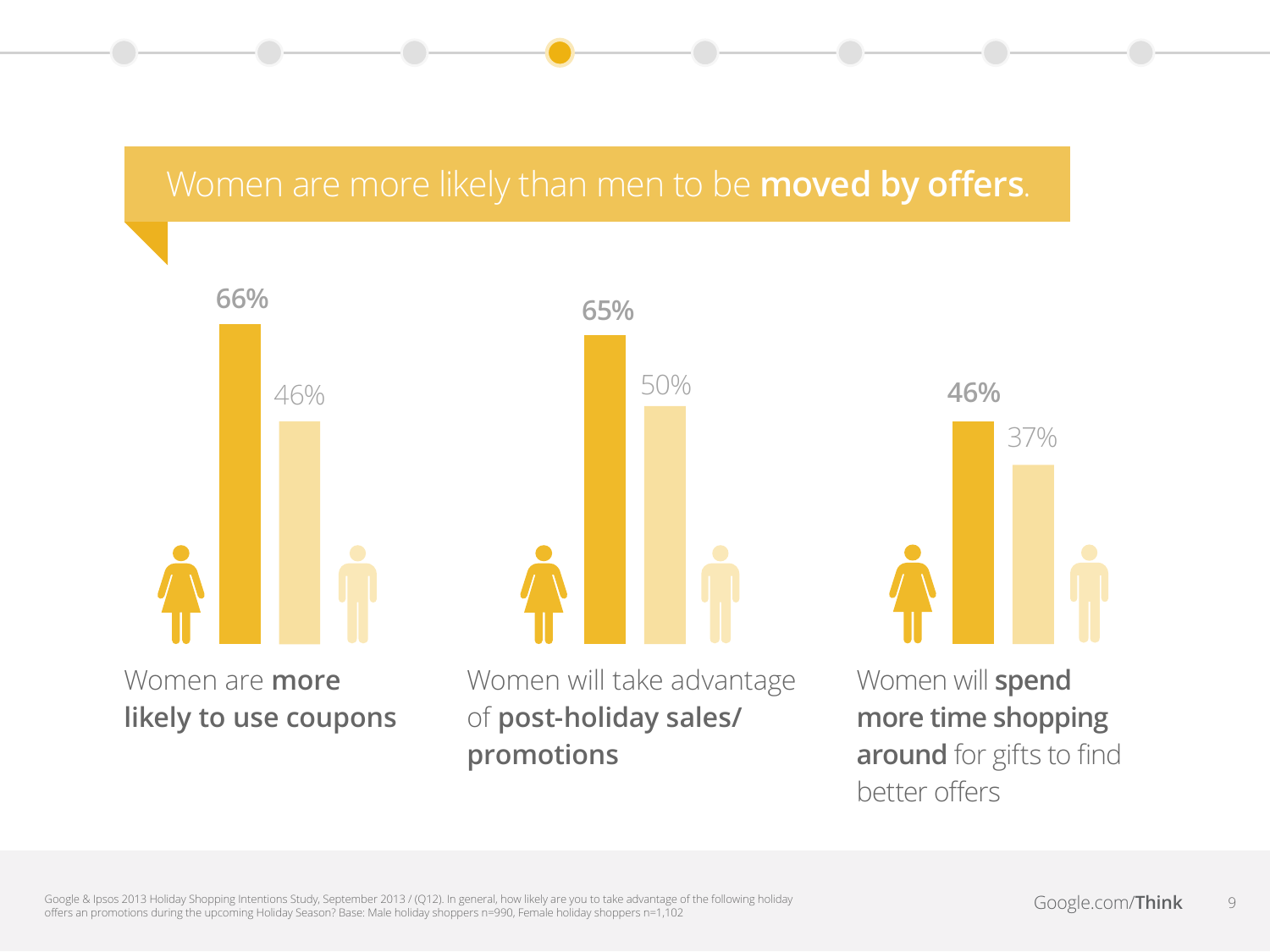# Women are more likely than men to be **moved by offers**.

| | Women | Men |
|---|---|---|
| Women are **more likely to use coupons** | 66% | 46% |
| Women will take advantage of **post-holiday sales/ promotions** | 65% | 50% |
| Women will **spend more time shopping around** for gifts to find better offers | 46% | 37% |

Google & Ipsos 2013 Holiday Shopping Intentions Study, September 2013 / (Q12). In general, how likely are you to take advantage of the following holiday offers an promotions during the upcoming Holiday Season? Base: Male holiday shoppers n=990, Female holiday shoppers n=1,102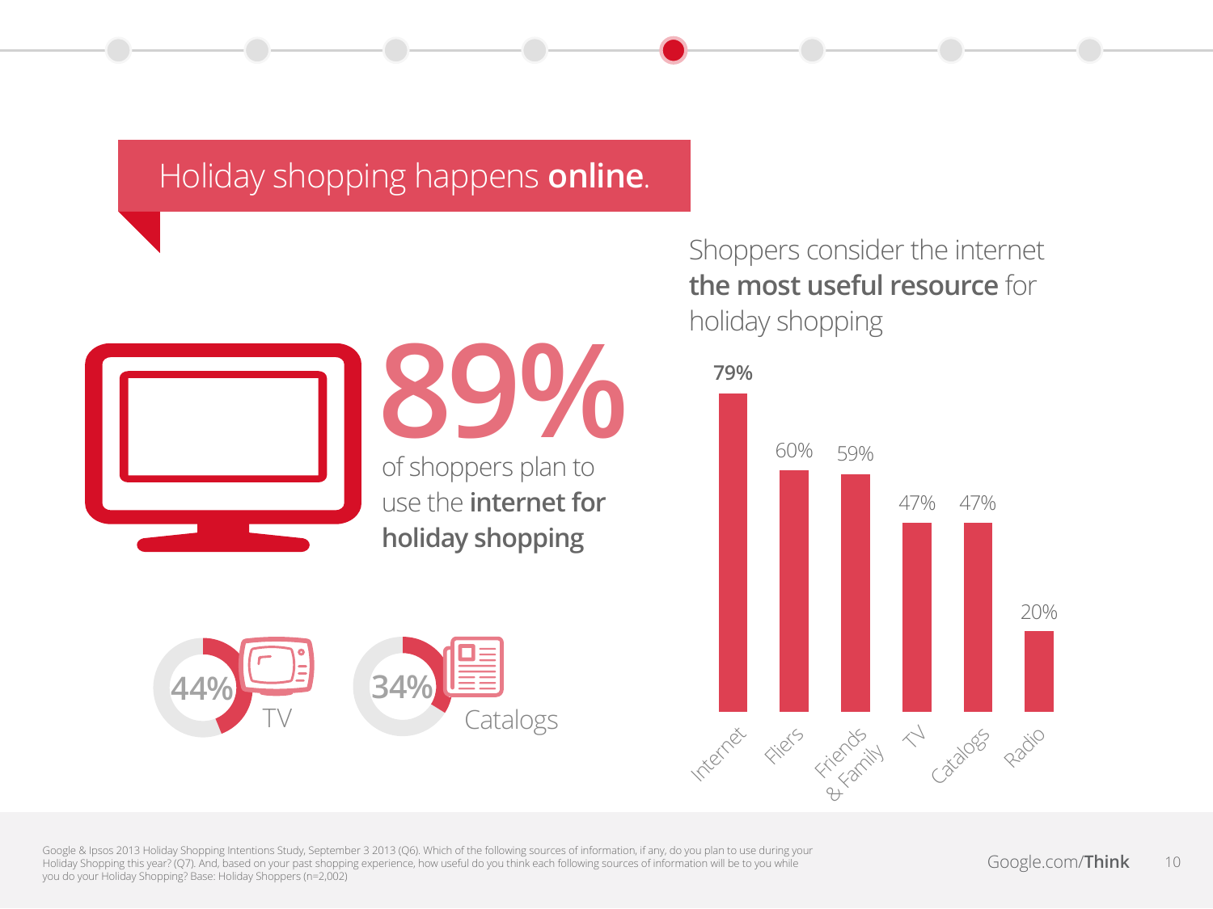# Holiday shopping happens **online**.

## 89%

of shoppers plan to use the **internet for holiday shopping**

- 44% TV
- 34% Catalogs

Shoppers consider the internet **the most useful resource** for holiday shopping

| Source | % |
| --- | --- |
| Internet | 79% |
| Fliers | 60% |
| Friends & Family | 59% |
| TV | 47% |
| Catalogs | 47% |
| Radio | 20% |

Google & Ipsos 2013 Holiday Shopping Intentions Study, September 3 2013 (Q6). Which of the following sources of information, if any, do you plan to use during your Holiday Shopping this year? (Q7). And, based on your past shopping experience, how useful do you think each following sources of information will be to you while you do your Holiday Shopping? Base: Holiday Shoppers (n=2,002)

Google.com/**Think**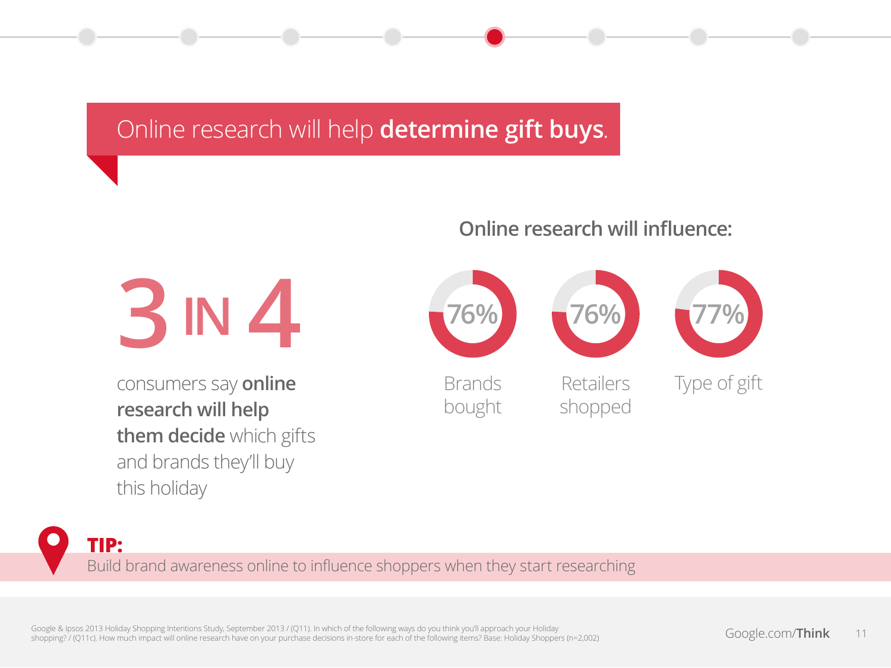# Online research will help **determine gift buys**.

**3 IN 4**

consumers say **online research will help them decide** which gifts and brands they'll buy this holiday

## Online research will influence:

| 76% | 76% | 77% |
|---|---|---|
| Brands bought | Retailers shopped | Type of gift |

**TIP:**
Build brand awareness online to influence shoppers when they start researching

Google & Ipsos 2013 Holiday Shopping Intentions Study, September 2013 / (Q11). In which of the following ways do you think you'll approach your Holiday shopping? / (Q11c). How much impact will online research have on your purchase decisions in-store for each of the following items? Base: Holiday Shoppers (n=2,002)

Google.com/**Think**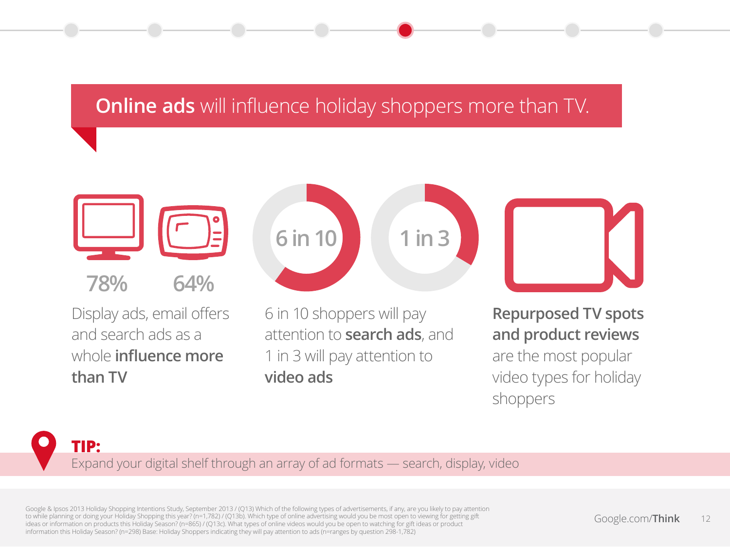## **Online ads** will influence holiday shoppers more than TV.

78% 64%

Display ads, email offers and search ads as a whole **influence more than TV**

6 in 10

1 in 3

6 in 10 shoppers will pay attention to **search ads**, and 1 in 3 will pay attention to **video ads**

**Repurposed TV spots and product reviews** are the most popular video types for holiday shoppers

**TIP:**
Expand your digital shelf through an array of ad formats — search, display, video

Google & Ipsos 2013 Holiday Shopping Intentions Study, September 2013 / (Q13) Which of the following types of advertisements, if any, are you likely to pay attention to while planning or doing your Holiday Shopping this year? (n=1,782) / (Q13b). Which type of online advertising would you be most open to viewing for getting gift ideas or information on products this Holiday Season? (n=865) / (Q13c). What types of online videos would you be open to watching for gift ideas or product information this Holiday Season? (n=298) Base: Holiday Shoppers indicating they will pay attention to ads (n=ranges by question 298-1,782)

Google.com/**Think**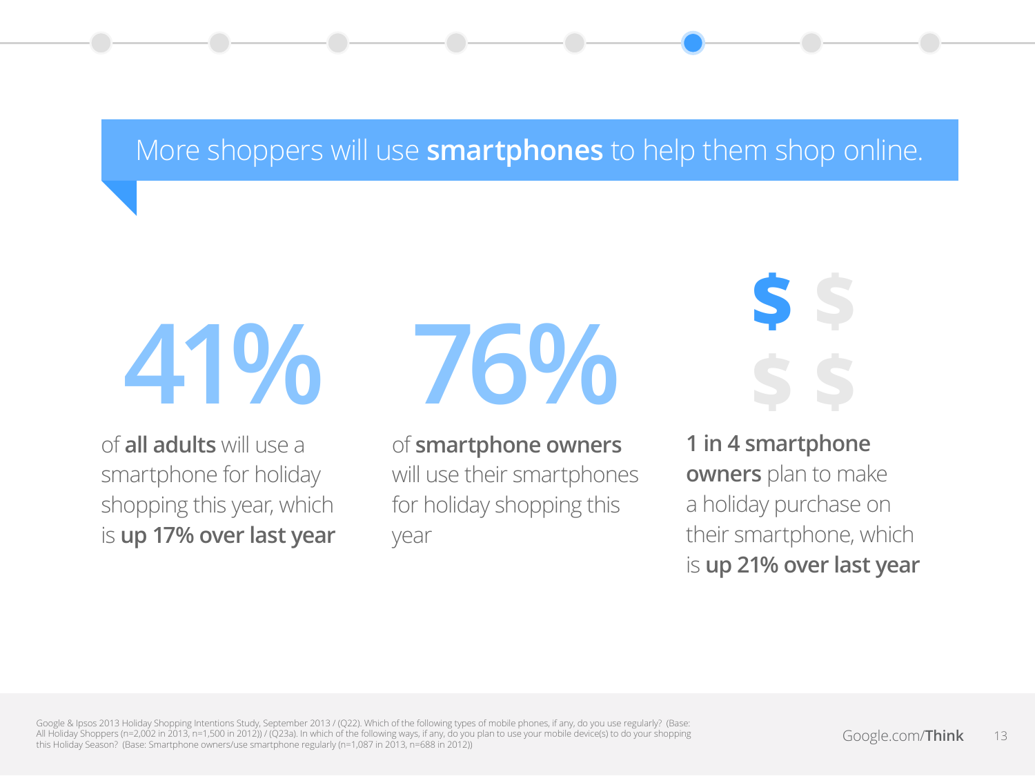## More shoppers will use **smartphones** to help them shop online.

**41%**

of **all adults** will use a smartphone for holiday shopping this year, which is **up 17% over last year**

**76%**

of **smartphone owners** will use their smartphones for holiday shopping this year

**1 in 4 smartphone owners** plan to make a holiday purchase on their smartphone, which is **up 21% over last year**

Google & Ipsos 2013 Holiday Shopping Intentions Study, September 2013 / (Q22). Which of the following types of mobile phones, if any, do you use regularly? (Base: All Holiday Shoppers (n=2,002 in 2013, n=1,500 in 2012)) / (Q23a). In which of the following ways, if any, do you plan to use your mobile device(s) to do your shopping this Holiday Season? (Base: Smartphone owners/use smartphone regularly (n=1,087 in 2013, n=688 in 2012))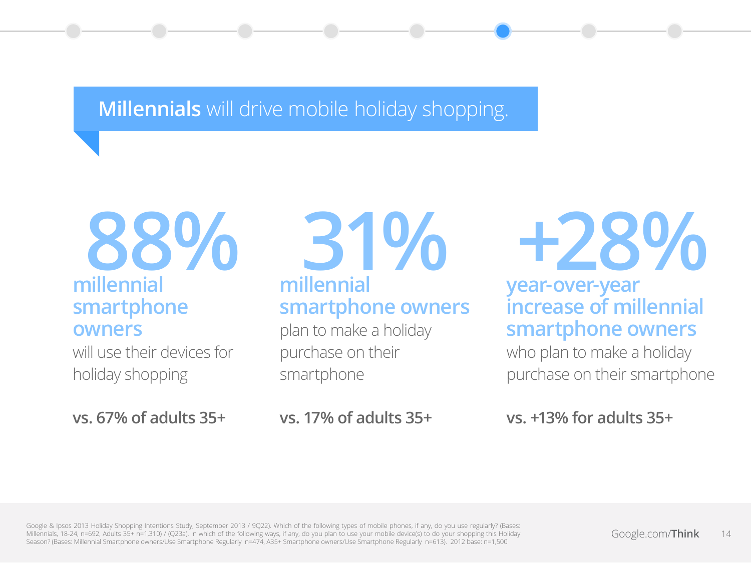## **Millennials** will drive mobile holiday shopping.

**88%**

**millennial smartphone owners** will use their devices for holiday shopping

**vs. 67% of adults 35+**

**31%**

**millennial smartphone owners** plan to make a holiday purchase on their smartphone

**vs. 17% of adults 35+**

**+28%**

**year-over-year increase of millennial smartphone owners** who plan to make a holiday purchase on their smartphone

**vs. +13% for adults 35+**

Google & Ipsos 2013 Holiday Shopping Intentions Study, September 2013 / 9Q22). Which of the following types of mobile phones, if any, do you use regularly? (Bases: Millennials, 18-24, n=692, Adults 35+ n=1,310) / (Q23a). In which of the following ways, if any, do you plan to use your mobile device(s) to do your shopping this Holiday Season? (Bases: Millennial Smartphone owners/Use Smartphone Regularly n=474, A35+ Smartphone owners/Use Smartphone Regularly n=613). 2012 base: n=1,500

Google.com/**Think**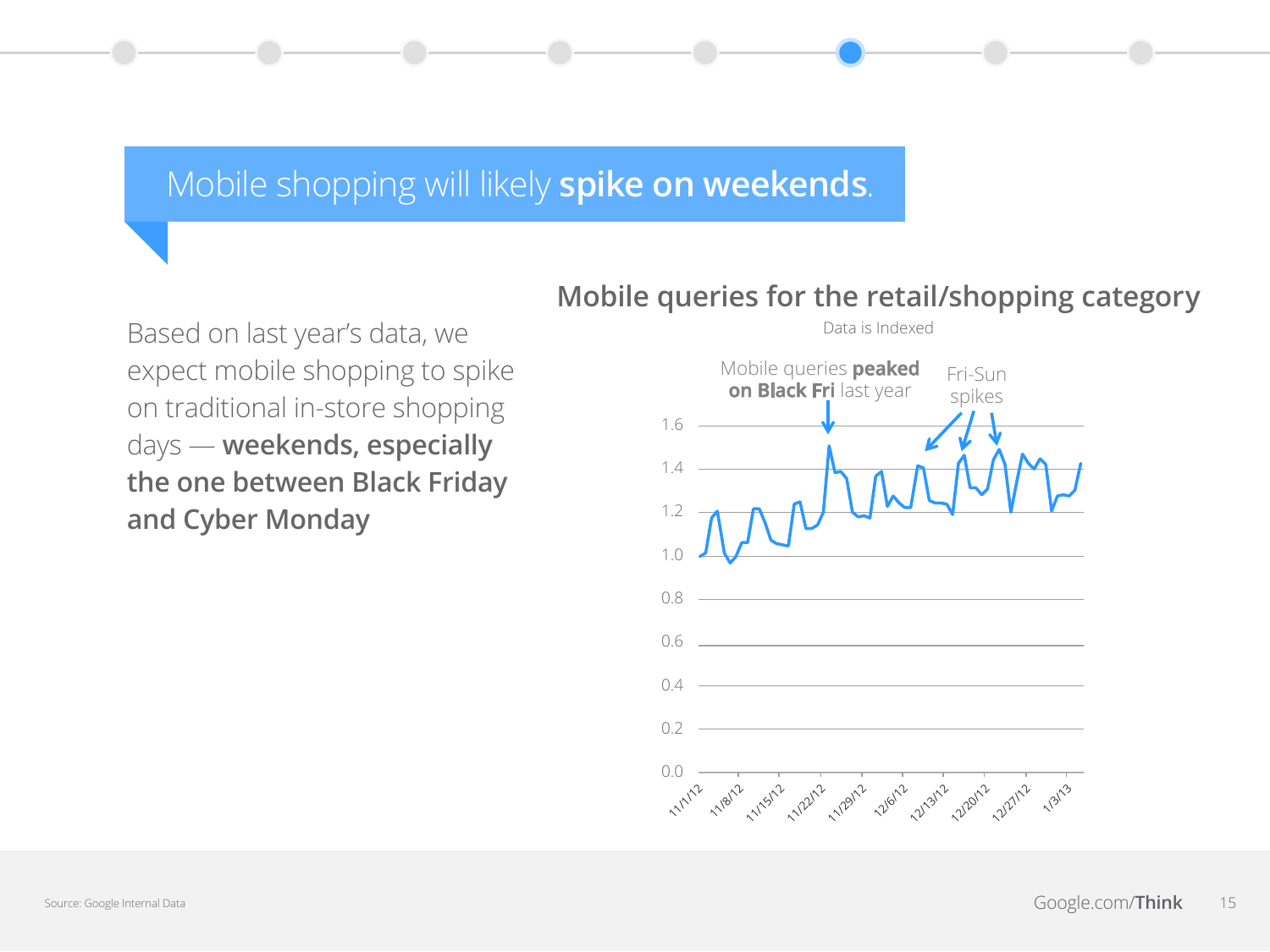# Mobile shopping will likely **spike on weekends**.

Based on last year's data, we expect mobile shopping to spike on traditional in-store shopping days — **weekends, especially the one between Black Friday and Cyber Monday**

## Mobile queries for the retail/shopping category

Data is Indexed

Mobile queries **peaked on Black Fri** last year

Fri-Sun spikes

Source: Google Internal Data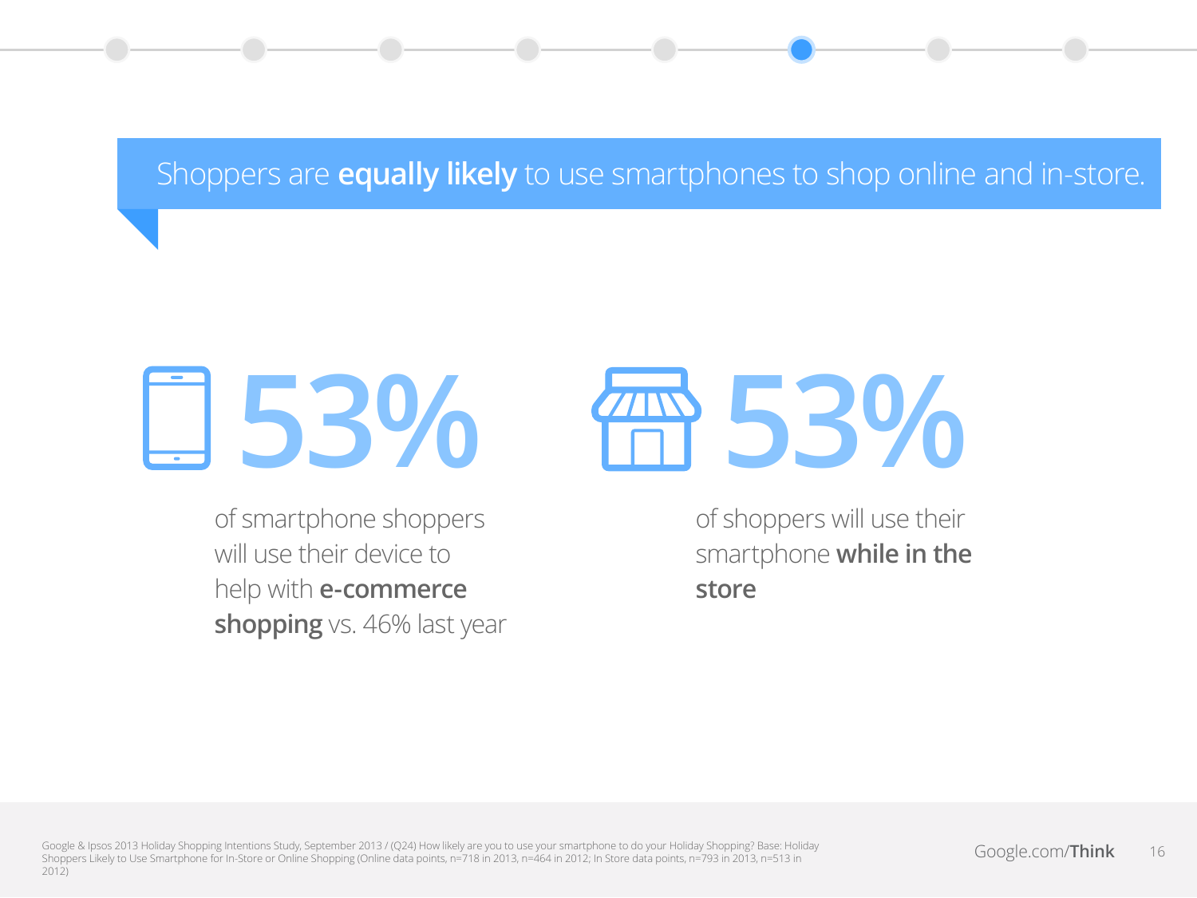## Shoppers are **equally likely** to use smartphones to shop online and in-store.

**53%**

of smartphone shoppers will use their device to help with **e-commerce shopping** vs. 46% last year

**53%**

of shoppers will use their smartphone **while in the store**

Google & Ipsos 2013 Holiday Shopping Intentions Study, September 2013 / (Q24) How likely are you to use your smartphone to do your Holiday Shopping? Base: Holiday Shoppers Likely to Use Smartphone for In-Store or Online Shopping (Online data points, n=718 in 2013, n=464 in 2012; In Store data points, n=793 in 2013, n=513 in 2012)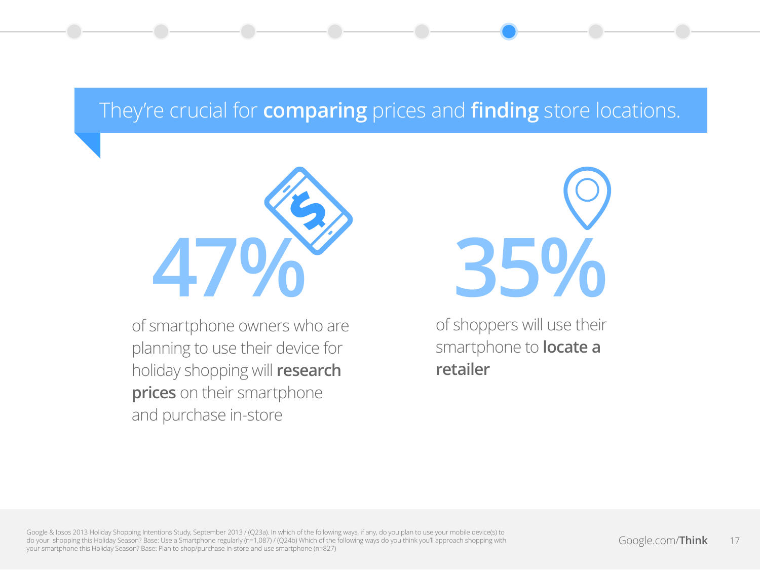## They're crucial for **comparing** prices and **finding** store locations.

# 47%

of smartphone owners who are planning to use their device for holiday shopping will **research prices** on their smartphone and purchase in-store

# 35%

of shoppers will use their smartphone to **locate a retailer**

Google & Ipsos 2013 Holiday Shopping Intentions Study, September 2013 / (Q23a). In which of the following ways, if any, do you plan to use your mobile device(s) to do your shopping this Holiday Season? Base: Use a Smartphone regularly (n=1,087) / (Q24b) Which of the following ways do you think you'll approach shopping with your smartphone this Holiday Season? Base: Plan to shop/purchase in-store and use smartphone (n=827)

Google.com/**Think**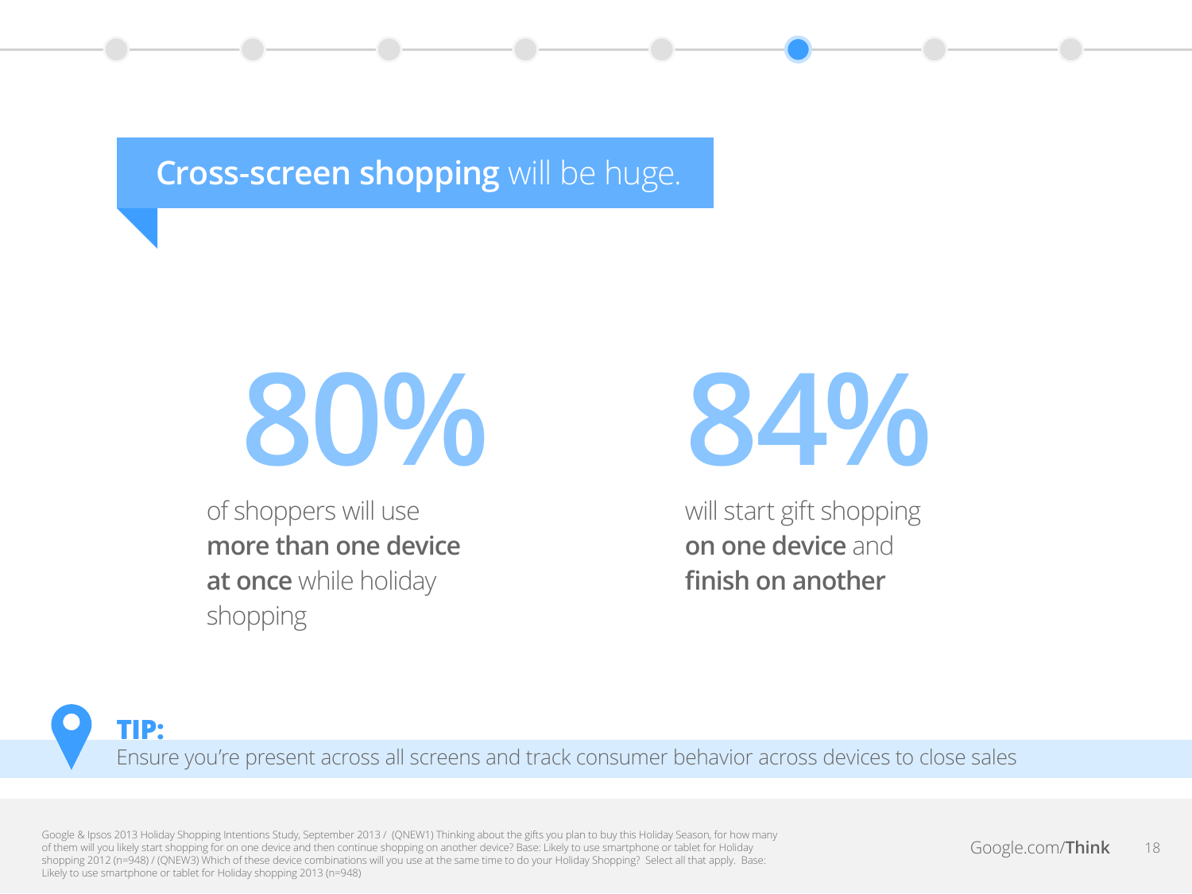# **Cross-screen shopping** will be huge.

**80%**

of shoppers will use **more than one device at once** while holiday shopping

**84%**

will start gift shopping **on one device** and **finish on another**

**TIP:**

Ensure you're present across all screens and track consumer behavior across devices to close sales

Google & Ipsos 2013 Holiday Shopping Intentions Study, September 2013 / (QNEW1) Thinking about the gifts you plan to buy this Holiday Season, for how many of them will you likely start shopping for on one device and then continue shopping on another device? Base: Likely to use smartphone or tablet for Holiday shopping 2012 (n=948) / (QNEW3) Which of these device combinations will you use at the same time to do your Holiday Shopping? Select all that apply. Base: Likely to use smartphone or tablet for Holiday shopping 2013 (n=948)

Google.com/**Think**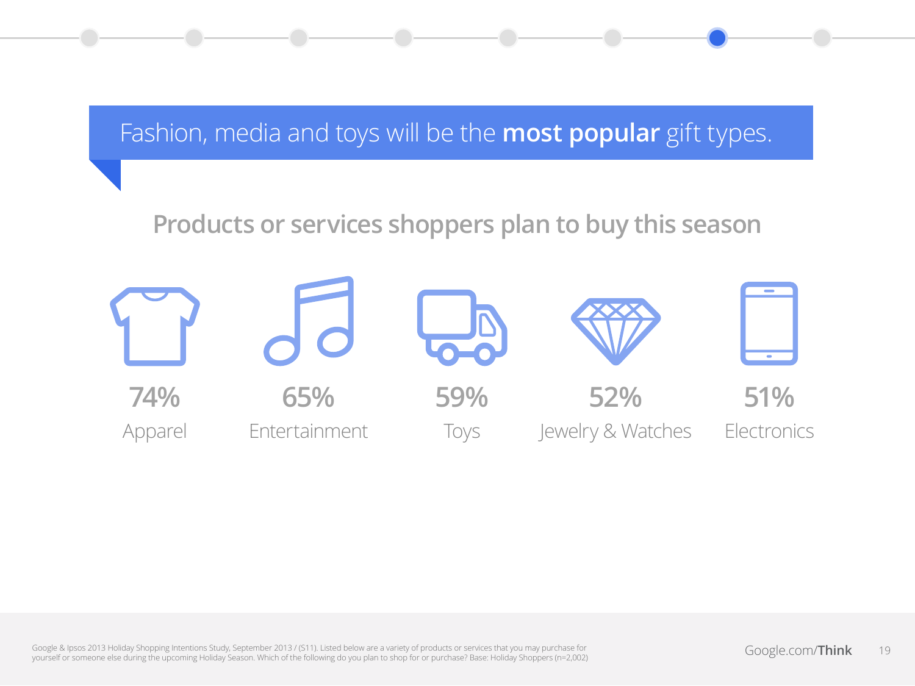# Fashion, media and toys will be the **most popular** gift types.

## Products or services shoppers plan to buy this season

| 74% | 65% | 59% | 52% | 51% |
| --- | --- | --- | --- | --- |
| Apparel | Entertainment | Toys | Jewelry & Watches | Electronics |

Google & Ipsos 2013 Holiday Shopping Intentions Study, September 2013 / (S11). Listed below are a variety of products or services that you may purchase for yourself or someone else during the upcoming Holiday Season. Which of the following do you plan to shop for or purchase? Base: Holiday Shoppers (n=2,002)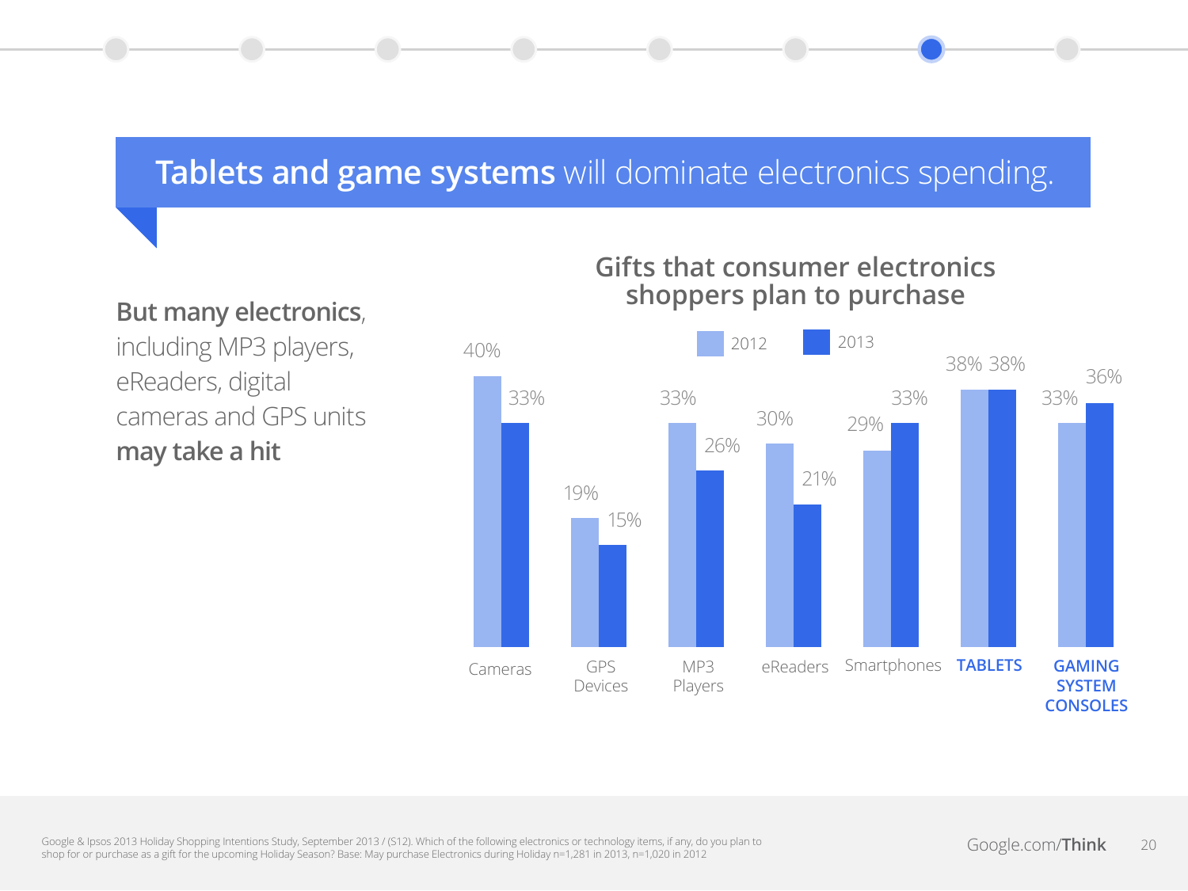# **Tablets and game systems** will dominate electronics spending.

**But many electronics**, including MP3 players, eReaders, digital cameras and GPS units **may take a hit**

## Gifts that consumer electronics shoppers plan to purchase

| | 2012 | 2013 |
|---|---|---|
| Cameras | 40% | 33% |
| GPS Devices | 19% | 15% |
| MP3 Players | 33% | 26% |
| eReaders | 30% | 21% |
| Smartphones | 29% | 33% |
| **TABLETS** | 38% | 38% |
| **GAMING SYSTEM CONSOLES** | 33% | 36% |

Google & Ipsos 2013 Holiday Shopping Intentions Study, September 2013 / (S12). Which of the following electronics or technology items, if any, do you plan to shop for or purchase as a gift for the upcoming Holiday Season? Base: May purchase Electronics during Holiday n=1,281 in 2013, n=1,020 in 2012

Google.com/**Think**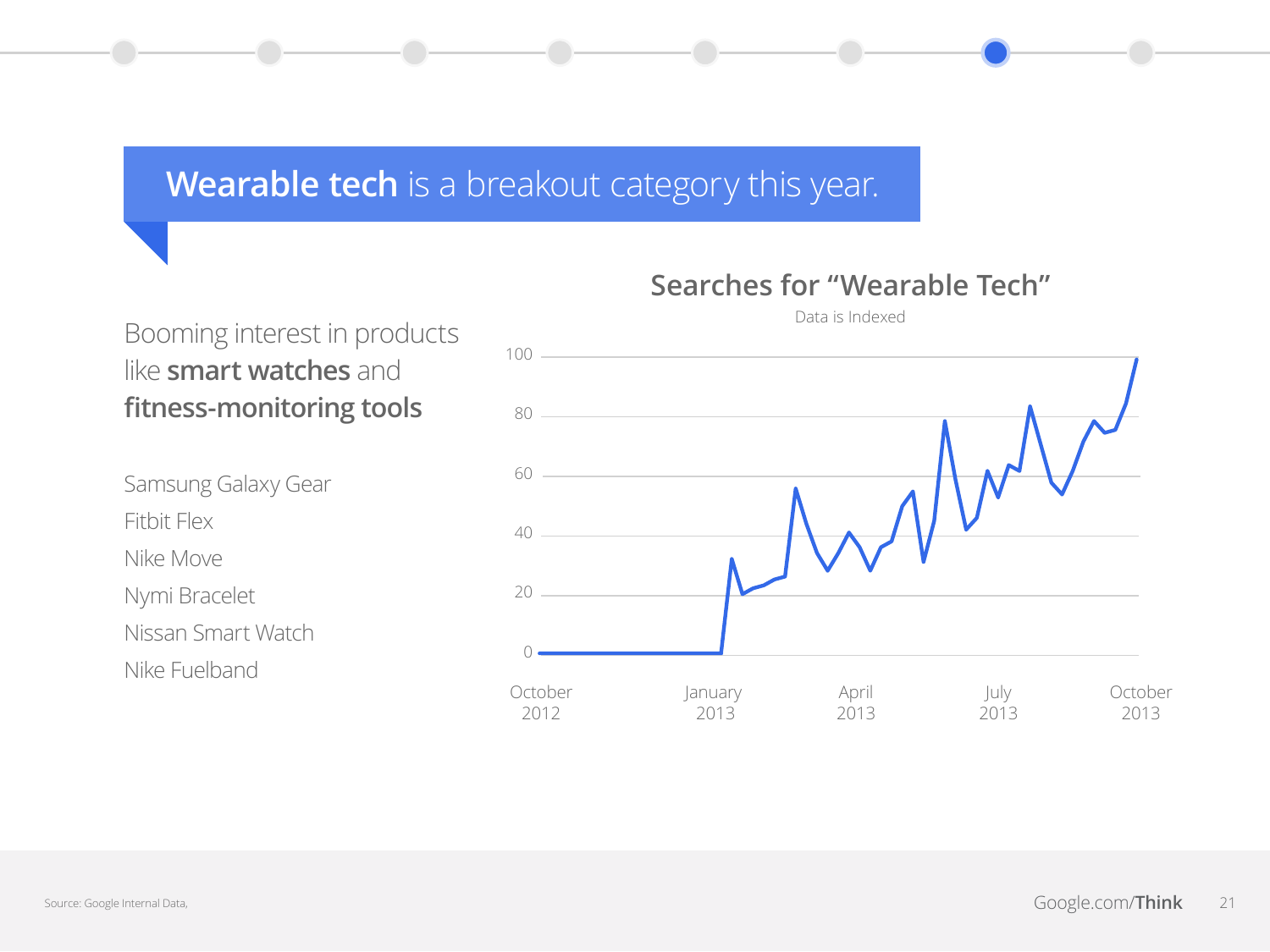# **Wearable tech** is a breakout category this year.

Booming interest in products like **smart watches** and **fitness-monitoring tools**

- Samsung Galaxy Gear
- Fitbit Flex
- Nike Move
- Nymi Bracelet
- Nissan Smart Watch
- Nike Fuelband

## Searches for “Wearable Tech”

Data is Indexed

Source: Google Internal Data,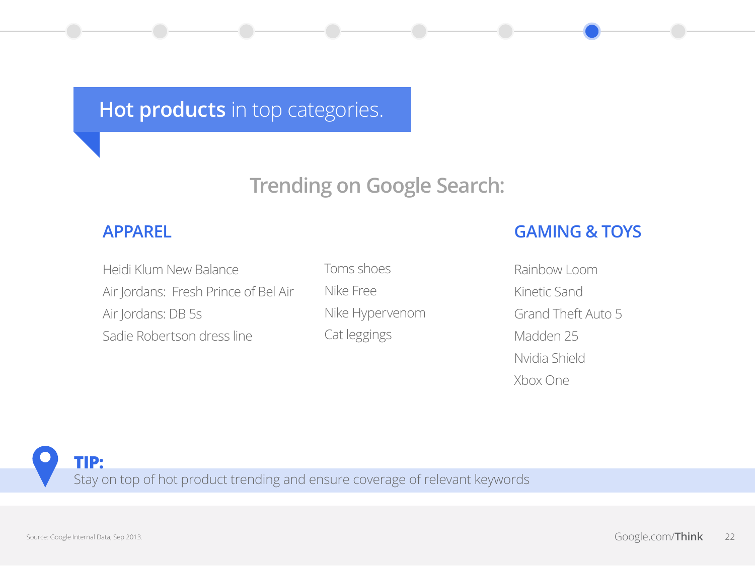# **Hot products** in top categories.

## Trending on Google Search:

### APPAREL

- Heidi Klum New Balance
- Air Jordans: Fresh Prince of Bel Air
- Air Jordans: DB 5s
- Sadie Robertson dress line
- Toms shoes
- Nike Free
- Nike Hypervenom
- Cat leggings

### GAMING & TOYS

- Rainbow Loom
- Kinetic Sand
- Grand Theft Auto 5
- Madden 25
- Nvidia Shield
- Xbox One

**TIP:**
Stay on top of hot product trending and ensure coverage of relevant keywords

Source: Google Internal Data, Sep 2013.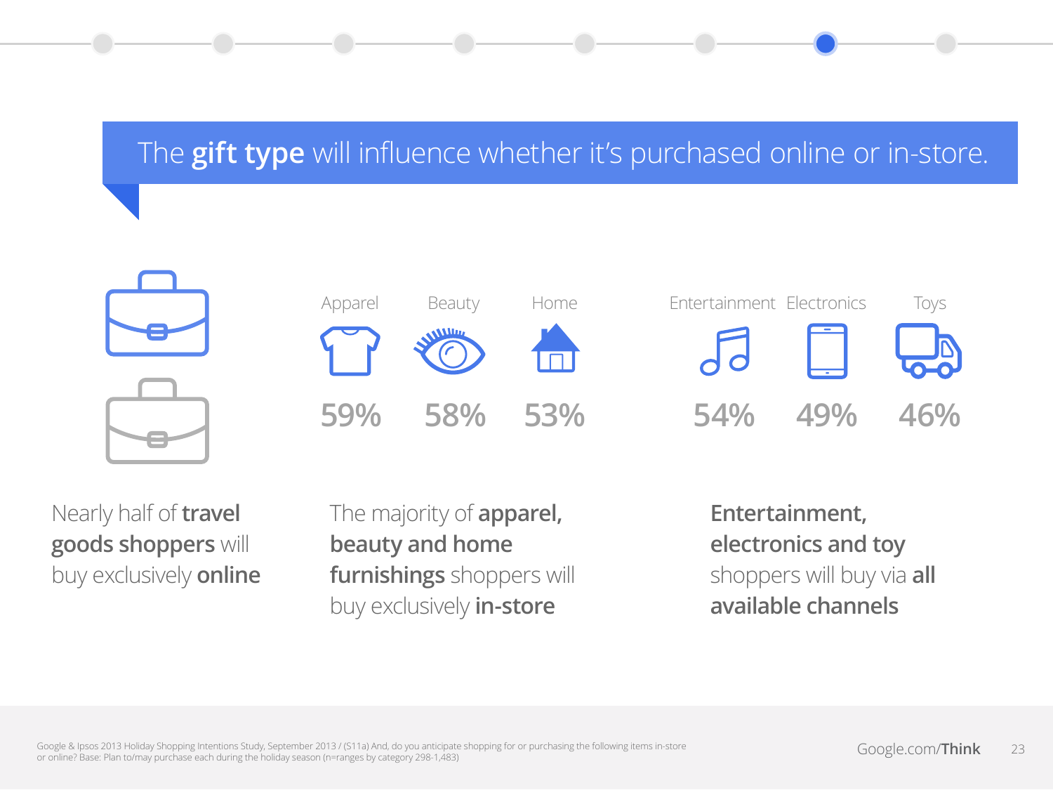# The **gift type** will influence whether it's purchased online or in-store.

| Apparel | Beauty | Home | Entertainment | Electronics | Toys |
|---|---|---|---|---|---|
| 59% | 58% | 53% | 54% | 49% | 46% |

Nearly half of **travel goods shoppers** will buy exclusively **online**

The majority of **apparel, beauty and home furnishings** shoppers will buy exclusively **in-store**

**Entertainment, electronics and toy** shoppers will buy via **all available channels**

Google & Ipsos 2013 Holiday Shopping Intentions Study, September 2013 / (S11a) And, do you anticipate shopping for or purchasing the following items in-store or online? Base: Plan to/may purchase each during the holiday season (n=ranges by category 298-1,483)

Google.com/**Think**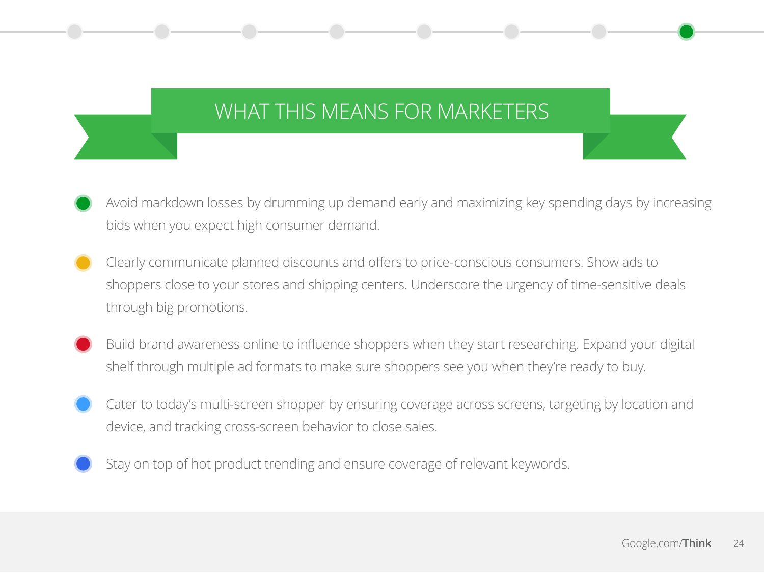# WHAT THIS MEANS FOR MARKETERS

- Avoid markdown losses by drumming up demand early and maximizing key spending days by increasing bids when you expect high consumer demand.
- Clearly communicate planned discounts and offers to price-conscious consumers. Show ads to shoppers close to your stores and shipping centers. Underscore the urgency of time-sensitive deals through big promotions.
- Build brand awareness online to influence shoppers when they start researching. Expand your digital shelf through multiple ad formats to make sure shoppers see you when they're ready to buy.
- Cater to today's multi-screen shopper by ensuring coverage across screens, targeting by location and device, and tracking cross-screen behavior to close sales.
- Stay on top of hot product trending and ensure coverage of relevant keywords.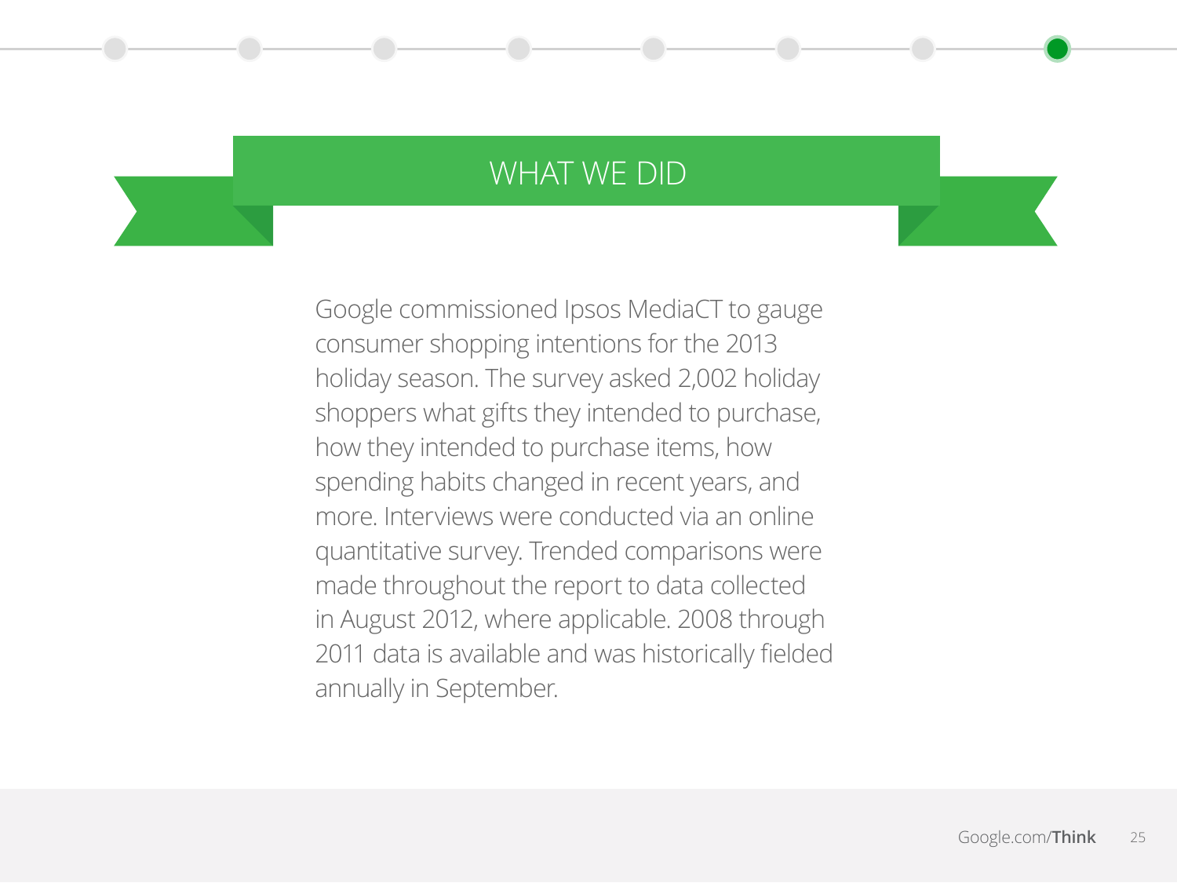## WHAT WE DID

Google commissioned Ipsos MediaCT to gauge consumer shopping intentions for the 2013 holiday season. The survey asked 2,002 holiday shoppers what gifts they intended to purchase, how they intended to purchase items, how spending habits changed in recent years, and more. Interviews were conducted via an online quantitative survey. Trended comparisons were made throughout the report to data collected in August 2012, where applicable. 2008 through 2011 data is available and was historically fielded annually in September.